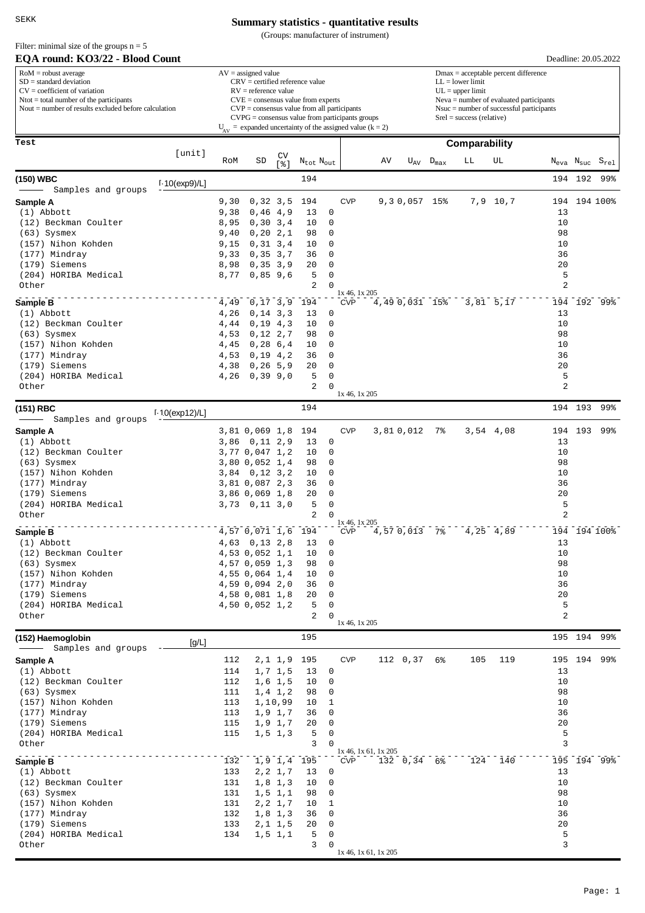SEKK

# Summary statistics - quantitative results

(Groups: manufacturer of instrument)

Filter: minimal size of the groups n = 5

## EQA round: KO3/22 - Blood Count

Deadline: 20.05.2022

| | | |
|---|---|---|
| RoM = robust average | AV = assigned value | Dmax = acceptable percent difference |
| SD = standard deviation | CRV = certified reference value | LL = lower limit |
| CV = coefficient of variation | RV = reference value | UL = upper limit |
| Ntot = total number of the participants | CVE = consensus value from experts | Neva = number of evaluated participants |
| Nout = number of results excluded before calculation | CVP = consensus value from all participants | Nsuc = number of successful participants |
| | CVPG = consensus value from participants groups | Srel = success (relative) |
| | $U_{AV}$ = expanded uncertainty of the assigned value (k = 2) | |

| Test | [unit] | RoM | SD | CV [%] | $N_{tot}$ | $N_{out}$ | | AV | $U_{AV}$ | $D_{max}$ | LL | UL | $N_{eva}$ | $N_{suc}$ | $S_{rel}$ |
|---|---|---|---|---|---|---|---|---|---|---|---|---|---|---|---|
| **(150) WBC** | [·10(exp9)/L] | | | | 194 | | | | | | | | 194 | 192 | 99% |
| Samples and groups | | | | | | | | | | | | | | | |
| **Sample A** | | 9,30 | 0,32 | 3,5 | 194 | | CVP | 9,3 | 0,057 | 15% | 7,9 | 10,7 | 194 | 194 | 100% |
| (1) Abbott | | 9,38 | 0,46 | 4,9 | 13 | 0 | | | | | | | 13 | | |
| (12) Beckman Coulter | | 8,95 | 0,30 | 3,4 | 10 | 0 | | | | | | | 10 | | |
| (63) Sysmex | | 9,40 | 0,20 | 2,1 | 98 | 0 | | | | | | | 98 | | |
| (157) Nihon Kohden | | 9,15 | 0,31 | 3,4 | 10 | 0 | | | | | | | 10 | | |
| (177) Mindray | | 9,33 | 0,35 | 3,7 | 36 | 0 | | | | | | | 36 | | |
| (179) Siemens | | 8,98 | 0,35 | 3,9 | 20 | 0 | | | | | | | 20 | | |
| (204) HORIBA Medical | | 8,77 | 0,85 | 9,6 | 5 | 0 | | | | | | | 5 | | |
| Other | | | | | 2 | 0 | 1x 46, 1x 205 | | | | | | 2 | | |
| **Sample B** | | 4,49 | 0,17 | 3,9 | 194 | | CVP | 4,49 | 0,031 | 15% | 3,81 | 5,17 | 194 | 192 | 99% |
| (1) Abbott | | 4,26 | 0,14 | 3,3 | 13 | 0 | | | | | | | 13 | | |
| (12) Beckman Coulter | | 4,44 | 0,19 | 4,3 | 10 | 0 | | | | | | | 10 | | |
| (63) Sysmex | | 4,53 | 0,12 | 2,7 | 98 | 0 | | | | | | | 98 | | |
| (157) Nihon Kohden | | 4,45 | 0,28 | 6,4 | 10 | 0 | | | | | | | 10 | | |
| (177) Mindray | | 4,53 | 0,19 | 4,2 | 36 | 0 | | | | | | | 36 | | |
| (179) Siemens | | 4,38 | 0,26 | 5,9 | 20 | 0 | | | | | | | 20 | | |
| (204) HORIBA Medical | | 4,26 | 0,39 | 9,0 | 5 | 0 | | | | | | | 5 | | |
| Other | | | | | 2 | 0 | 1x 46, 1x 205 | | | | | | 2 | | |
| **(151) RBC** | [·10(exp12)/L] | | | | 194 | | | | | | | | 194 | 193 | 99% |
| Samples and groups | | | | | | | | | | | | | | | |
| **Sample A** | | 3,81 | 0,069 | 1,8 | 194 | | CVP | 3,81 | 0,012 | 7% | 3,54 | 4,08 | 194 | 193 | 99% |
| (1) Abbott | | 3,86 | 0,11 | 2,9 | 13 | 0 | | | | | | | 13 | | |
| (12) Beckman Coulter | | 3,77 | 0,047 | 1,2 | 10 | 0 | | | | | | | 10 | | |
| (63) Sysmex | | 3,80 | 0,052 | 1,4 | 98 | 0 | | | | | | | 98 | | |
| (157) Nihon Kohden | | 3,84 | 0,12 | 3,2 | 10 | 0 | | | | | | | 10 | | |
| (177) Mindray | | 3,81 | 0,087 | 2,3 | 36 | 0 | | | | | | | 36 | | |
| (179) Siemens | | 3,86 | 0,069 | 1,8 | 20 | 0 | | | | | | | 20 | | |
| (204) HORIBA Medical | | 3,73 | 0,11 | 3,0 | 5 | 0 | | | | | | | 5 | | |
| Other | | | | | 2 | 0 | 1x 46, 1x 205 | | | | | | 2 | | |
| **Sample B** | | 4,57 | 0,071 | 1,6 | 194 | | CVP | 4,57 | 0,013 | 7% | 4,25 | 4,89 | 194 | 194 | 100% |
| (1) Abbott | | 4,63 | 0,13 | 2,8 | 13 | 0 | | | | | | | 13 | | |
| (12) Beckman Coulter | | 4,53 | 0,052 | 1,1 | 10 | 0 | | | | | | | 10 | | |
| (63) Sysmex | | 4,57 | 0,059 | 1,3 | 98 | 0 | | | | | | | 98 | | |
| (157) Nihon Kohden | | 4,55 | 0,064 | 1,4 | 10 | 0 | | | | | | | 10 | | |
| (177) Mindray | | 4,59 | 0,094 | 2,0 | 36 | 0 | | | | | | | 36 | | |
| (179) Siemens | | 4,58 | 0,081 | 1,8 | 20 | 0 | | | | | | | 20 | | |
| (204) HORIBA Medical | | 4,50 | 0,052 | 1,2 | 5 | 0 | | | | | | | 5 | | |
| Other | | | | | 2 | 0 | 1x 46, 1x 205 | | | | | | 2 | | |
| **(152) Haemoglobin** | [g/L] | | | | 195 | | | | | | | | 195 | 194 | 99% |
| Samples and groups | | | | | | | | | | | | | | | |
| **Sample A** | | 112 | 2,1 | 1,9 | 195 | | CVP | 112 | 0,37 | 6% | 105 | 119 | 195 | 194 | 99% |
| (1) Abbott | | 114 | 1,7 | 1,5 | 13 | 0 | | | | | | | 13 | | |
| (12) Beckman Coulter | | 112 | 1,6 | 1,5 | 10 | 0 | | | | | | | 10 | | |
| (63) Sysmex | | 111 | 1,4 | 1,2 | 98 | 0 | | | | | | | 98 | | |
| (157) Nihon Kohden | | 113 | 1,1 | 0,99 | 10 | 1 | | | | | | | 10 | | |
| (177) Mindray | | 113 | 1,9 | 1,7 | 36 | 0 | | | | | | | 36 | | |
| (179) Siemens | | 115 | 1,9 | 1,7 | 20 | 0 | | | | | | | 20 | | |
| (204) HORIBA Medical | | 115 | 1,5 | 1,3 | 5 | 0 | | | | | | | 5 | | |
| Other | | | | | 3 | 0 | 1x 46, 1x 61, 1x 205 | | | | | | 3 | | |
| **Sample B** | | 132 | 1,9 | 1,4 | 195 | | CVP | 132 | 0,34 | 6% | 124 | 140 | 195 | 194 | 99% |
| (1) Abbott | | 133 | 2,2 | 1,7 | 13 | 0 | | | | | | | 13 | | |
| (12) Beckman Coulter | | 131 | 1,8 | 1,3 | 10 | 0 | | | | | | | 10 | | |
| (63) Sysmex | | 131 | 1,5 | 1,1 | 98 | 0 | | | | | | | 98 | | |
| (157) Nihon Kohden | | 131 | 2,2 | 1,7 | 10 | 1 | | | | | | | 10 | | |
| (177) Mindray | | 132 | 1,8 | 1,3 | 36 | 0 | | | | | | | 36 | | |
| (179) Siemens | | 133 | 2,1 | 1,5 | 20 | 0 | | | | | | | 20 | | |
| (204) HORIBA Medical | | 134 | 1,5 | 1,1 | 5 | 0 | | | | | | | 5 | | |
| Other | | | | | 3 | 0 | 1x 46, 1x 61, 1x 205 | | | | | | 3 | | |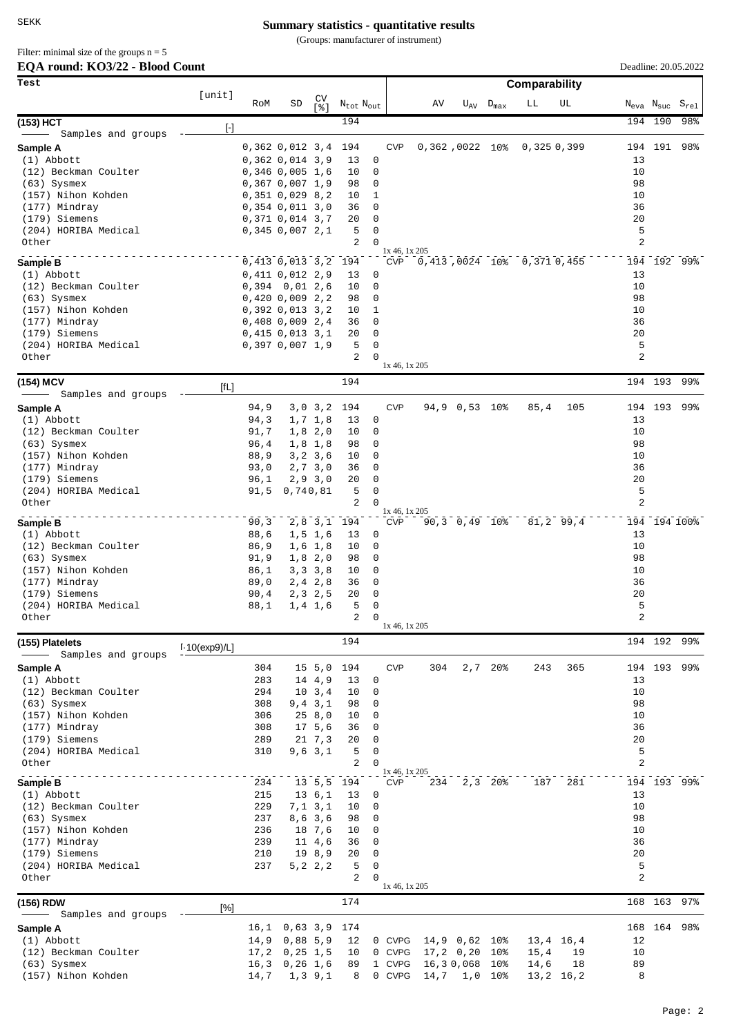# Summary statistics - quantitative results

(Groups: manufacturer of instrument)

Filter: minimal size of the groups n = 5

## EQA round: KO3/22 - Blood Count

Deadline: 20.05.2022

| Test | [unit] | RoM | SD | CV [%] | $N_{tot}$ | $N_{out}$ | Comparability | AV | $U_{AV}$ | $D_{max}$ | LL | UL | $N_{eva}$ | $N_{suc}$ | $S_{rel}$ |
|---|---|---|---|---|---|---|---|---|---|---|---|---|---|---|---|
| **(153) HCT** | [-] | | | | 194 | | | | | | | | 194 | 190 | 98% |
| Samples and groups | | | | | | | | | | | | | | | |
| **Sample A** | | 0,362 | 0,012 | 3,4 | 194 | | CVP | 0,362 | ,0022 | 10% | 0,325 | 0,399 | 194 | 191 | 98% |
| (1) Abbott | | 0,362 | 0,014 | 3,9 | 13 | 0 | | | | | | | 13 | | |
| (12) Beckman Coulter | | 0,346 | 0,005 | 1,6 | 10 | 0 | | | | | | | 10 | | |
| (63) Sysmex | | 0,367 | 0,007 | 1,9 | 98 | 0 | | | | | | | 98 | | |
| (157) Nihon Kohden | | 0,351 | 0,029 | 8,2 | 10 | 1 | | | | | | | 10 | | |
| (177) Mindray | | 0,354 | 0,011 | 3,0 | 36 | 0 | | | | | | | 36 | | |
| (179) Siemens | | 0,371 | 0,014 | 3,7 | 20 | 0 | | | | | | | 20 | | |
| (204) HORIBA Medical | | 0,345 | 0,007 | 2,1 | 5 | 0 | | | | | | | 5 | | |
| Other | | | | | 2 | 0 | 1x 46, 1x 205 | | | | | | 2 | | |
| **Sample B** | | 0,413 | 0,013 | 3,2 | 194 | | CVP | 0,413 | ,0024 | 10% | 0,371 | 0,455 | 194 | 192 | 99% |
| (1) Abbott | | 0,411 | 0,012 | 2,9 | 13 | 0 | | | | | | | 13 | | |
| (12) Beckman Coulter | | 0,394 | 0,01 | 2,6 | 10 | 0 | | | | | | | 10 | | |
| (63) Sysmex | | 0,420 | 0,009 | 2,2 | 98 | 0 | | | | | | | 98 | | |
| (157) Nihon Kohden | | 0,392 | 0,013 | 3,2 | 10 | 1 | | | | | | | 10 | | |
| (177) Mindray | | 0,408 | 0,009 | 2,4 | 36 | 0 | | | | | | | 36 | | |
| (179) Siemens | | 0,415 | 0,013 | 3,1 | 20 | 0 | | | | | | | 20 | | |
| (204) HORIBA Medical | | 0,397 | 0,007 | 1,9 | 5 | 0 | | | | | | | 5 | | |
| Other | | | | | 2 | 0 | 1x 46, 1x 205 | | | | | | 2 | | |
| **(154) MCV** | [fL] | | | | 194 | | | | | | | | 194 | 193 | 99% |
| Samples and groups | | | | | | | | | | | | | | | |
| **Sample A** | | 94,9 | 3,0 | 3,2 | 194 | | CVP | 94,9 | 0,53 | 10% | 85,4 | 105 | 194 | 193 | 99% |
| (1) Abbott | | 94,3 | 1,7 | 1,8 | 13 | 0 | | | | | | | 13 | | |
| (12) Beckman Coulter | | 91,7 | 1,8 | 2,0 | 10 | 0 | | | | | | | 10 | | |
| (63) Sysmex | | 96,4 | 1,8 | 1,8 | 98 | 0 | | | | | | | 98 | | |
| (157) Nihon Kohden | | 88,9 | 3,2 | 3,6 | 10 | 0 | | | | | | | 10 | | |
| (177) Mindray | | 93,0 | 2,7 | 3,0 | 36 | 0 | | | | | | | 36 | | |
| (179) Siemens | | 96,1 | 2,9 | 3,0 | 20 | 0 | | | | | | | 20 | | |
| (204) HORIBA Medical | | 91,5 | 0,74 | 0,81 | 5 | 0 | | | | | | | 5 | | |
| Other | | | | | 2 | 0 | 1x 46, 1x 205 | | | | | | 2 | | |
| **Sample B** | | 90,3 | 2,8 | 3,1 | 194 | | CVP | 90,3 | 0,49 | 10% | 81,2 | 99,4 | 194 | 194 | 100% |
| (1) Abbott | | 88,6 | 1,5 | 1,6 | 13 | 0 | | | | | | | 13 | | |
| (12) Beckman Coulter | | 86,9 | 1,6 | 1,8 | 10 | 0 | | | | | | | 10 | | |
| (63) Sysmex | | 91,9 | 1,8 | 2,0 | 98 | 0 | | | | | | | 98 | | |
| (157) Nihon Kohden | | 86,1 | 3,3 | 3,8 | 10 | 0 | | | | | | | 10 | | |
| (177) Mindray | | 89,0 | 2,4 | 2,8 | 36 | 0 | | | | | | | 36 | | |
| (179) Siemens | | 90,4 | 2,3 | 2,5 | 20 | 0 | | | | | | | 20 | | |
| (204) HORIBA Medical | | 88,1 | 1,4 | 1,6 | 5 | 0 | | | | | | | 5 | | |
| Other | | | | | 2 | 0 | 1x 46, 1x 205 | | | | | | 2 | | |
| **(155) Platelets** | [·10(exp9)/L] | | | | 194 | | | | | | | | 194 | 192 | 99% |
| Samples and groups | | | | | | | | | | | | | | | |
| **Sample A** | | 304 | 15 | 5,0 | 194 | | CVP | 304 | 2,7 | 20% | 243 | 365 | 194 | 193 | 99% |
| (1) Abbott | | 283 | 14 | 4,9 | 13 | 0 | | | | | | | 13 | | |
| (12) Beckman Coulter | | 294 | 10 | 3,4 | 10 | 0 | | | | | | | 10 | | |
| (63) Sysmex | | 308 | 9,4 | 3,1 | 98 | 0 | | | | | | | 98 | | |
| (157) Nihon Kohden | | 306 | 25 | 8,0 | 10 | 0 | | | | | | | 10 | | |
| (177) Mindray | | 308 | 17 | 5,6 | 36 | 0 | | | | | | | 36 | | |
| (179) Siemens | | 289 | 21 | 7,3 | 20 | 0 | | | | | | | 20 | | |
| (204) HORIBA Medical | | 310 | 9,6 | 3,1 | 5 | 0 | | | | | | | 5 | | |
| Other | | | | | 2 | 0 | 1x 46, 1x 205 | | | | | | 2 | | |
| **Sample B** | | 234 | 13 | 5,5 | 194 | | CVP | 234 | 2,3 | 20% | 187 | 281 | 194 | 193 | 99% |
| (1) Abbott | | 215 | 13 | 6,1 | 13 | 0 | | | | | | | 13 | | |
| (12) Beckman Coulter | | 229 | 7,1 | 3,1 | 10 | 0 | | | | | | | 10 | | |
| (63) Sysmex | | 237 | 8,6 | 3,6 | 98 | 0 | | | | | | | 98 | | |
| (157) Nihon Kohden | | 236 | 18 | 7,6 | 10 | 0 | | | | | | | 10 | | |
| (177) Mindray | | 239 | 11 | 4,6 | 36 | 0 | | | | | | | 36 | | |
| (179) Siemens | | 210 | 19 | 8,9 | 20 | 0 | | | | | | | 20 | | |
| (204) HORIBA Medical | | 237 | 5,2 | 2,2 | 5 | 0 | | | | | | | 5 | | |
| Other | | | | | 2 | 0 | 1x 46, 1x 205 | | | | | | 2 | | |
| **(156) RDW** | [%] | | | | 174 | | | | | | | | 168 | 163 | 97% |
| Samples and groups | | | | | | | | | | | | | | | |
| **Sample A** | | 16,1 | 0,63 | 3,9 | 174 | | | | | | | | 168 | 164 | 98% |
| (1) Abbott | | 14,9 | 0,88 | 5,9 | 12 | 0 | CVPG | 14,9 | 0,62 | 10% | 13,4 | 16,4 | 12 | | |
| (12) Beckman Coulter | | 17,2 | 0,25 | 1,5 | 10 | 0 | CVPG | 17,2 | 0,20 | 10% | 15,4 | 19 | 10 | | |
| (63) Sysmex | | 16,3 | 0,26 | 1,6 | 89 | 1 | CVPG | 16,3 | 0,068 | 10% | 14,6 | 18 | 89 | | |
| (157) Nihon Kohden | | 14,7 | 1,3 | 9,1 | 8 | 0 | CVPG | 14,7 | 1,0 | 10% | 13,2 | 16,2 | 8 | | |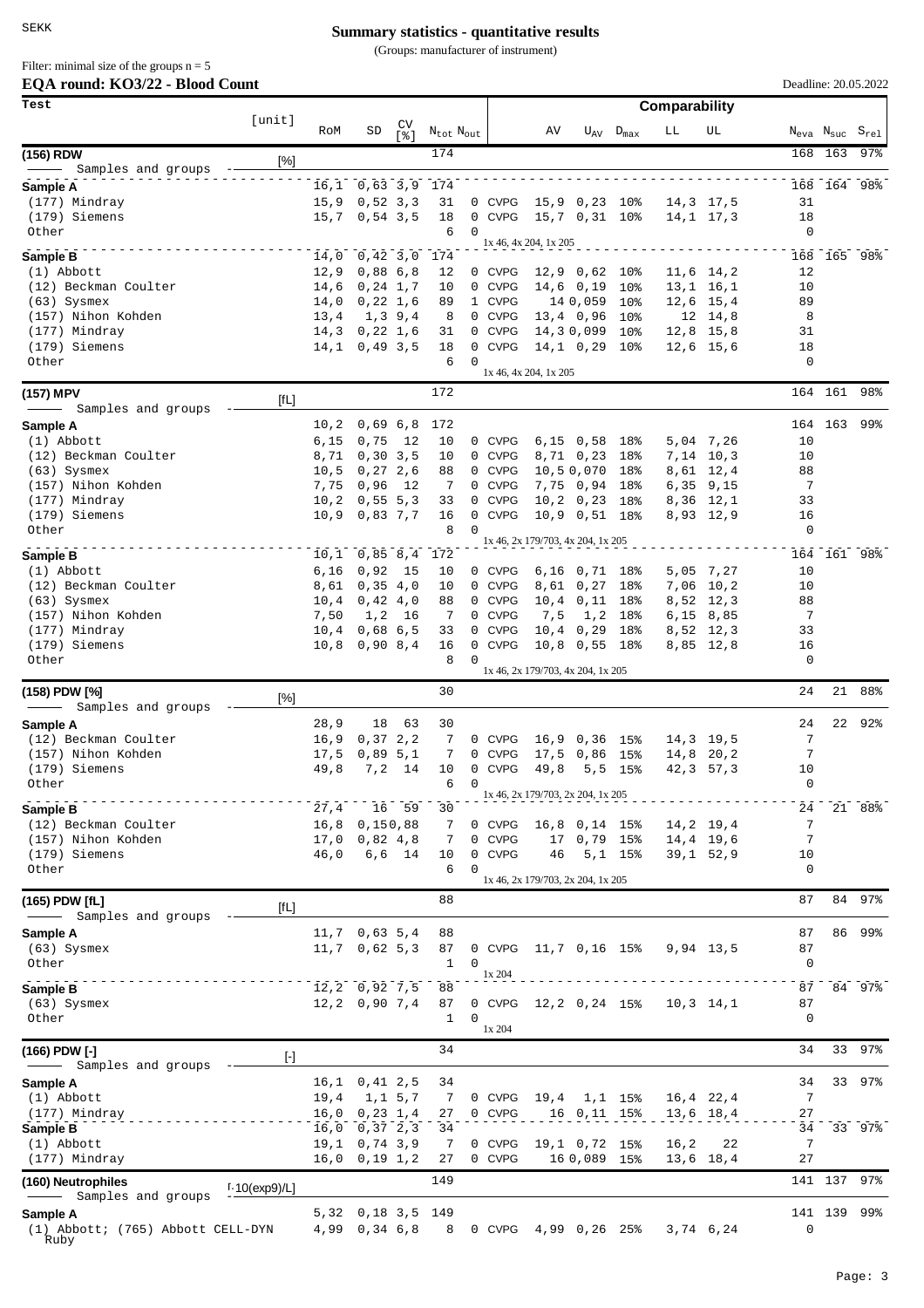# Summary statistics - quantitative results

(Groups: manufacturer of instrument)

Filter: minimal size of the groups n = 5

**EQA round: KO3/22 - Blood Count**

Deadline: 20.05.2022

| Test | [unit] | RoM | SD | CV [%] | $N_{tot}$ | $N_{out}$ | | AV | $U_{AV}$ | $D_{max}$ | LL | UL | $N_{eva}$ | $N_{suc}$ | $S_{rel}$ |
|---|---|---|---|---|---|---|---|---|---|---|---|---|---|---|---|
| **(156) RDW** | [%] | | | | 174 | | | | | | | | 168 | 163 | 97% |
| Samples and groups | | | | | | | | | | | | | | | |
| **Sample A** | | 16,1 | 0,63 | 3,9 | 174 | | | | | | | | 168 | 164 | 98% |
| (177) Mindray | | 15,9 | 0,52 | 3,3 | 31 | 0 | CVPG | 15,9 | 0,23 | 10% | 14,3 | 17,5 | 31 | | |
| (179) Siemens | | 15,7 | 0,54 | 3,5 | 18 | 0 | CVPG | 15,7 | 0,31 | 10% | 14,1 | 17,3 | 18 | | |
| Other | | | | | 6 | 0 | 1x 46, 4x 204, 1x 205 | | | | | | 0 | | |
| **Sample B** | | 14,0 | 0,42 | 3,0 | 174 | | | | | | | | 168 | 165 | 98% |
| (1) Abbott | | 12,9 | 0,88 | 6,8 | 12 | 0 | CVPG | 12,9 | 0,62 | 10% | 11,6 | 14,2 | 12 | | |
| (12) Beckman Coulter | | 14,6 | 0,24 | 1,7 | 10 | 0 | CVPG | 14,6 | 0,19 | 10% | 13,1 | 16,1 | 10 | | |
| (63) Sysmex | | 14,0 | 0,22 | 1,6 | 89 | 1 | CVPG | 14 | 0,059 | 10% | 12,6 | 15,4 | 89 | | |
| (157) Nihon Kohden | | 13,4 | 1,3 | 9,4 | 8 | 0 | CVPG | 13,4 | 0,96 | 10% | 12 | 14,8 | 8 | | |
| (177) Mindray | | 14,3 | 0,22 | 1,6 | 31 | 0 | CVPG | 14,3 | 0,099 | 10% | 12,8 | 15,8 | 31 | | |
| (179) Siemens | | 14,1 | 0,49 | 3,5 | 18 | 0 | CVPG | 14,1 | 0,29 | 10% | 12,6 | 15,6 | 18 | | |
| Other | | | | | 6 | 0 | 1x 46, 4x 204, 1x 205 | | | | | | 0 | | |
| **(157) MPV** | [fL] | | | | 172 | | | | | | | | 164 | 161 | 98% |
| Samples and groups | | | | | | | | | | | | | | | |
| **Sample A** | | 10,2 | 0,69 | 6,8 | 172 | | | | | | | | 164 | 163 | 99% |
| (1) Abbott | | 6,15 | 0,75 | 12 | 10 | 0 | CVPG | 6,15 | 0,58 | 18% | 5,04 | 7,26 | 10 | | |
| (12) Beckman Coulter | | 8,71 | 0,30 | 3,5 | 10 | 0 | CVPG | 8,71 | 0,23 | 18% | 7,14 | 10,3 | 10 | | |
| (63) Sysmex | | 10,5 | 0,27 | 2,6 | 88 | 0 | CVPG | 10,5 | 0,070 | 18% | 8,61 | 12,4 | 88 | | |
| (157) Nihon Kohden | | 7,75 | 0,96 | 12 | 7 | 0 | CVPG | 7,75 | 0,94 | 18% | 6,35 | 9,15 | 7 | | |
| (177) Mindray | | 10,2 | 0,55 | 5,3 | 33 | 0 | CVPG | 10,2 | 0,23 | 18% | 8,36 | 12,1 | 33 | | |
| (179) Siemens | | 10,9 | 0,83 | 7,7 | 16 | 0 | CVPG | 10,9 | 0,51 | 18% | 8,93 | 12,9 | 16 | | |
| Other | | | | | 8 | 0 | 1x 46, 2x 179/703, 4x 204, 1x 205 | | | | | | 0 | | |
| **Sample B** | | 10,1 | 0,85 | 8,4 | 172 | | | | | | | | 164 | 161 | 98% |
| (1) Abbott | | 6,16 | 0,92 | 15 | 10 | 0 | CVPG | 6,16 | 0,71 | 18% | 5,05 | 7,27 | 10 | | |
| (12) Beckman Coulter | | 8,61 | 0,35 | 4,0 | 10 | 0 | CVPG | 8,61 | 0,27 | 18% | 7,06 | 10,2 | 10 | | |
| (63) Sysmex | | 10,4 | 0,42 | 4,0 | 88 | 0 | CVPG | 10,4 | 0,11 | 18% | 8,52 | 12,3 | 88 | | |
| (157) Nihon Kohden | | 7,50 | 1,2 | 16 | 7 | 0 | CVPG | 7,5 | 1,2 | 18% | 6,15 | 8,85 | 7 | | |
| (177) Mindray | | 10,4 | 0,68 | 6,5 | 33 | 0 | CVPG | 10,4 | 0,29 | 18% | 8,52 | 12,3 | 33 | | |
| (179) Siemens | | 10,8 | 0,90 | 8,4 | 16 | 0 | CVPG | 10,8 | 0,55 | 18% | 8,85 | 12,8 | 16 | | |
| Other | | | | | 8 | 0 | 1x 46, 2x 179/703, 4x 204, 1x 205 | | | | | | 0 | | |
| **(158) PDW [%]** | [%] | | | | 30 | | | | | | | | 24 | 21 | 88% |
| Samples and groups | | | | | | | | | | | | | | | |
| **Sample A** | | 28,9 | 18 | 63 | 30 | | | | | | | | 24 | 22 | 92% |
| (12) Beckman Coulter | | 16,9 | 0,37 | 2,2 | 7 | 0 | CVPG | 16,9 | 0,36 | 15% | 14,3 | 19,5 | 7 | | |
| (157) Nihon Kohden | | 17,5 | 0,89 | 5,1 | 7 | 0 | CVPG | 17,5 | 0,86 | 15% | 14,8 | 20,2 | 7 | | |
| (179) Siemens | | 49,8 | 7,2 | 14 | 10 | 0 | CVPG | 49,8 | 5,5 | 15% | 42,3 | 57,3 | 10 | | |
| Other | | | | | 6 | 0 | 1x 46, 2x 179/703, 2x 204, 1x 205 | | | | | | 0 | | |
| **Sample B** | | 27,4 | 16 | 59 | 30 | | | | | | | | 24 | 21 | 88% |
| (12) Beckman Coulter | | 16,8 | 0,15 | 0,88 | 7 | 0 | CVPG | 16,8 | 0,14 | 15% | 14,2 | 19,4 | 7 | | |
| (157) Nihon Kohden | | 17,0 | 0,82 | 4,8 | 7 | 0 | CVPG | 17 | 0,79 | 15% | 14,4 | 19,6 | 7 | | |
| (179) Siemens | | 46,0 | 6,6 | 14 | 10 | 0 | CVPG | 46 | 5,1 | 15% | 39,1 | 52,9 | 10 | | |
| Other | | | | | 6 | 0 | 1x 46, 2x 179/703, 2x 204, 1x 205 | | | | | | 0 | | |
| **(165) PDW [fL]** | [fL] | | | | 88 | | | | | | | | 87 | 84 | 97% |
| Samples and groups | | | | | | | | | | | | | | | |
| **Sample A** | | 11,7 | 0,63 | 5,4 | 88 | | | | | | | | 87 | 86 | 99% |
| (63) Sysmex | | 11,7 | 0,62 | 5,3 | 87 | 0 | CVPG | 11,7 | 0,16 | 15% | 9,94 | 13,5 | 87 | | |
| Other | | | | | 1 | 0 | 1x 204 | | | | | | 0 | | |
| **Sample B** | | 12,2 | 0,92 | 7,5 | 88 | | | | | | | | 87 | 84 | 97% |
| (63) Sysmex | | 12,2 | 0,90 | 7,4 | 87 | 0 | CVPG | 12,2 | 0,24 | 15% | 10,3 | 14,1 | 87 | | |
| Other | | | | | 1 | 0 | 1x 204 | | | | | | 0 | | |
| **(166) PDW [-]** | [-] | | | | 34 | | | | | | | | 34 | 33 | 97% |
| Samples and groups | | | | | | | | | | | | | | | |
| **Sample A** | | 16,1 | 0,41 | 2,5 | 34 | | | | | | | | 34 | 33 | 97% |
| (1) Abbott | | 19,4 | 1,1 | 5,7 | 7 | 0 | CVPG | 19,4 | 1,1 | 15% | 16,4 | 22,4 | 7 | | |
| (177) Mindray | | 16,0 | 0,23 | 1,4 | 27 | 0 | CVPG | 16 | 0,11 | 15% | 13,6 | 18,4 | 27 | | |
| **Sample B** | | 16,0 | 0,37 | 2,3 | 34 | | | | | | | | 34 | 33 | 97% |
| (1) Abbott | | 19,1 | 0,74 | 3,9 | 7 | 0 | CVPG | 19,1 | 0,72 | 15% | 16,2 | 22 | 7 | | |
| (177) Mindray | | 16,0 | 0,19 | 1,2 | 27 | 0 | CVPG | 16 | 0,089 | 15% | 13,6 | 18,4 | 27 | | |
| **(160) Neutrophiles** | [·10(exp9)/L] | | | | 149 | | | | | | | | 141 | 137 | 97% |
| Samples and groups | | | | | | | | | | | | | | | |
| **Sample A** | | 5,32 | 0,18 | 3,5 | 149 | | | | | | | | 141 | 139 | 99% |
| (1) Abbott; (765) Abbott CELL-DYN Ruby | | 4,99 | 0,34 | 6,8 | 8 | 0 | CVPG | 4,99 | 0,26 | 25% | 3,74 | 6,24 | 0 | | |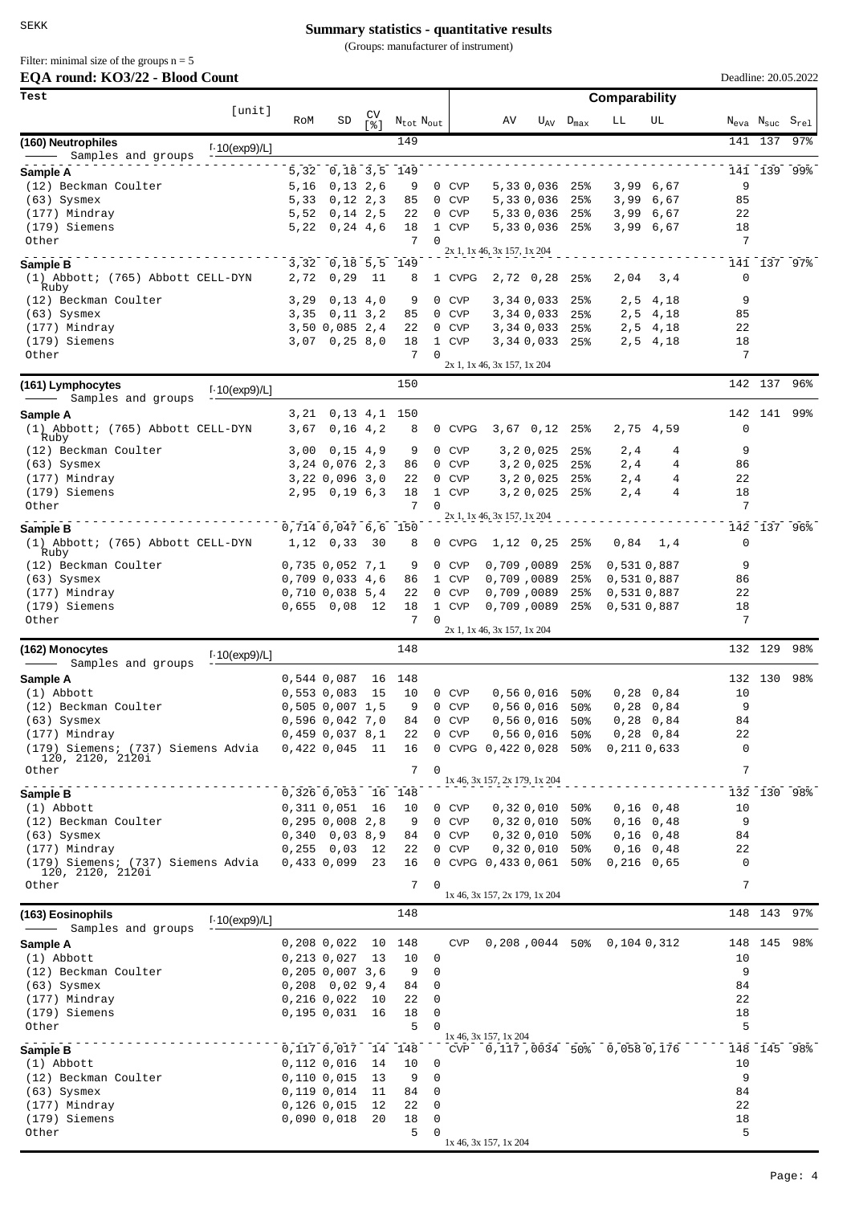SEKK

# Summary statistics - quantitative results

(Groups: manufacturer of instrument)

Filter: minimal size of the groups n = 5

**EQA round: KO3/22 - Blood Count**

Deadline: 20.05.2022

| Test | [unit] | RoM | SD | CV [%] | $N_{tot}$ | $N_{out}$ | | AV | $U_{AV}$ | $D_{max}$ | LL | UL | $N_{eva}$ | $N_{suc}$ | $S_{rel}$ |
|---|---|---|---|---|---|---|---|---|---|---|---|---|---|---|---|
| | | | | | | | | | | Comparability | | | | | |
| **(160) Neutrophiles** Samples and groups | [·10(exp9)/L] | | | | 149 | | | | | | | | 141 | 137 | 97% |
| **Sample A** | | 5,32 | 0,18 | 3,5 | 149 | | | | | | | | 141 | 139 | 99% |
| (12) Beckman Coulter | | 5,16 | 0,13 | 2,6 | 9 | 0 | CVP | 5,33 | 0,036 | 25% | 3,99 | 6,67 | 9 | | |
| (63) Sysmex | | 5,33 | 0,12 | 2,3 | 85 | 0 | CVP | 5,33 | 0,036 | 25% | 3,99 | 6,67 | 85 | | |
| (177) Mindray | | 5,52 | 0,14 | 2,5 | 22 | 0 | CVP | 5,33 | 0,036 | 25% | 3,99 | 6,67 | 22 | | |
| (179) Siemens | | 5,22 | 0,24 | 4,6 | 18 | 1 | CVP | 5,33 | 0,036 | 25% | 3,99 | 6,67 | 18 | | |
| Other | | | | | 7 | 0 | 2x 1, 1x 46, 3x 157, 1x 204 | | | | | | 7 | | |
| **Sample B** | | 3,32 | 0,18 | 5,5 | 149 | | | | | | | | 141 | 137 | 97% |
| (1) Abbott; (765) Abbott CELL-DYN Ruby | | 2,72 | 0,29 | 11 | 8 | 1 | CVPG | 2,72 | 0,28 | 25% | 2,04 | 3,4 | 0 | | |
| (12) Beckman Coulter | | 3,29 | 0,13 | 4,0 | 9 | 0 | CVP | 3,34 | 0,033 | 25% | 2,5 | 4,18 | 9 | | |
| (63) Sysmex | | 3,35 | 0,11 | 3,2 | 85 | 0 | CVP | 3,34 | 0,033 | 25% | 2,5 | 4,18 | 85 | | |
| (177) Mindray | | 3,50 | 0,085 | 2,4 | 22 | 0 | CVP | 3,34 | 0,033 | 25% | 2,5 | 4,18 | 22 | | |
| (179) Siemens | | 3,07 | 0,25 | 8,0 | 18 | 1 | CVP | 3,34 | 0,033 | 25% | 2,5 | 4,18 | 18 | | |
| Other | | | | | 7 | 0 | 2x 1, 1x 46, 3x 157, 1x 204 | | | | | | 7 | | |
| **(161) Lymphocytes** Samples and groups | [·10(exp9)/L] | | | | 150 | | | | | | | | 142 | 137 | 96% |
| **Sample A** | | 3,21 | 0,13 | 4,1 | 150 | | | | | | | | 142 | 141 | 99% |
| (1) Abbott; (765) Abbott CELL-DYN Ruby | | 3,67 | 0,16 | 4,2 | 8 | 0 | CVPG | 3,67 | 0,12 | 25% | 2,75 | 4,59 | 0 | | |
| (12) Beckman Coulter | | 3,00 | 0,15 | 4,9 | 9 | 0 | CVP | 3,2 | 0,025 | 25% | 2,4 | 4 | 9 | | |
| (63) Sysmex | | 3,24 | 0,076 | 2,3 | 86 | 0 | CVP | 3,2 | 0,025 | 25% | 2,4 | 4 | 86 | | |
| (177) Mindray | | 3,22 | 0,096 | 3,0 | 22 | 0 | CVP | 3,2 | 0,025 | 25% | 2,4 | 4 | 22 | | |
| (179) Siemens | | 2,95 | 0,19 | 6,3 | 18 | 1 | CVP | 3,2 | 0,025 | 25% | 2,4 | 4 | 18 | | |
| Other | | | | | 7 | 0 | 2x 1, 1x 46, 3x 157, 1x 204 | | | | | | 7 | | |
| **Sample B** | | 0,714 | 0,047 | 6,6 | 150 | | | | | | | | 142 | 137 | 96% |
| (1) Abbott; (765) Abbott CELL-DYN Ruby | | 1,12 | 0,33 | 30 | 8 | 0 | CVPG | 1,12 | 0,25 | 25% | 0,84 | 1,4 | 0 | | |
| (12) Beckman Coulter | | 0,735 | 0,052 | 7,1 | 9 | 0 | CVP | 0,709 | ,0089 | 25% | 0,531 | 0,887 | 9 | | |
| (63) Sysmex | | 0,709 | 0,033 | 4,6 | 86 | 1 | CVP | 0,709 | ,0089 | 25% | 0,531 | 0,887 | 86 | | |
| (177) Mindray | | 0,710 | 0,038 | 5,4 | 22 | 0 | CVP | 0,709 | ,0089 | 25% | 0,531 | 0,887 | 22 | | |
| (179) Siemens | | 0,655 | 0,08 | 12 | 18 | 1 | CVP | 0,709 | ,0089 | 25% | 0,531 | 0,887 | 18 | | |
| Other | | | | | 7 | 0 | 2x 1, 1x 46, 3x 157, 1x 204 | | | | | | 7 | | |
| **(162) Monocytes** Samples and groups | [·10(exp9)/L] | | | | 148 | | | | | | | | 132 | 129 | 98% |
| **Sample A** | | 0,544 | 0,087 | 16 | 148 | | | | | | | | 132 | 130 | 98% |
| (1) Abbott | | 0,553 | 0,083 | 15 | 10 | 0 | CVP | 0,56 | 0,016 | 50% | 0,28 | 0,84 | 10 | | |
| (12) Beckman Coulter | | 0,505 | 0,007 | 1,5 | 9 | 0 | CVP | 0,56 | 0,016 | 50% | 0,28 | 0,84 | 9 | | |
| (63) Sysmex | | 0,596 | 0,042 | 7,0 | 84 | 0 | CVP | 0,56 | 0,016 | 50% | 0,28 | 0,84 | 84 | | |
| (177) Mindray | | 0,459 | 0,037 | 8,1 | 22 | 0 | CVP | 0,56 | 0,016 | 50% | 0,28 | 0,84 | 22 | | |
| (179) Siemens; (737) Siemens Advia 120, 2120, 2120i | | 0,422 | 0,045 | 11 | 16 | 0 | CVPG | 0,422 | 0,028 | 50% | 0,211 | 0,633 | 0 | | |
| Other | | | | | 7 | 0 | 1x 46, 3x 157, 2x 179, 1x 204 | | | | | | 7 | | |
| **Sample B** | | 0,326 | 0,053 | 16 | 148 | | | | | | | | 132 | 130 | 98% |
| (1) Abbott | | 0,311 | 0,051 | 16 | 10 | 0 | CVP | 0,32 | 0,010 | 50% | 0,16 | 0,48 | 10 | | |
| (12) Beckman Coulter | | 0,295 | 0,008 | 2,8 | 9 | 0 | CVP | 0,32 | 0,010 | 50% | 0,16 | 0,48 | 9 | | |
| (63) Sysmex | | 0,340 | 0,03 | 8,9 | 84 | 0 | CVP | 0,32 | 0,010 | 50% | 0,16 | 0,48 | 84 | | |
| (177) Mindray | | 0,255 | 0,03 | 12 | 22 | 0 | CVP | 0,32 | 0,010 | 50% | 0,16 | 0,48 | 22 | | |
| (179) Siemens; (737) Siemens Advia 120, 2120, 2120i | | 0,433 | 0,099 | 23 | 16 | 0 | CVPG | 0,433 | 0,061 | 50% | 0,216 | 0,65 | 0 | | |
| Other | | | | | 7 | 0 | 1x 46, 3x 157, 2x 179, 1x 204 | | | | | | 7 | | |
| **(163) Eosinophils** Samples and groups | [·10(exp9)/L] | | | | 148 | | | | | | | | 148 | 143 | 97% |
| **Sample A** | | 0,208 | 0,022 | 10 | 148 | | CVP | 0,208 | ,0044 | 50% | 0,104 | 0,312 | 148 | 145 | 98% |
| (1) Abbott | | 0,213 | 0,027 | 13 | 10 | 0 | | | | | | | 10 | | |
| (12) Beckman Coulter | | 0,205 | 0,007 | 3,6 | 9 | 0 | | | | | | | 9 | | |
| (63) Sysmex | | 0,208 | 0,02 | 9,4 | 84 | 0 | | | | | | | 84 | | |
| (177) Mindray | | 0,216 | 0,022 | 10 | 22 | 0 | | | | | | | 22 | | |
| (179) Siemens | | 0,195 | 0,031 | 16 | 18 | 0 | | | | | | | 18 | | |
| Other | | | | | 5 | 0 | 1x 46, 3x 157, 1x 204 | | | | | | 5 | | |
| **Sample B** | | 0,117 | 0,017 | 14 | 148 | | CVP | 0,117 | ,0034 | 50% | 0,058 | 0,176 | 148 | 145 | 98% |
| (1) Abbott | | 0,112 | 0,016 | 14 | 10 | 0 | | | | | | | 10 | | |
| (12) Beckman Coulter | | 0,110 | 0,015 | 13 | 9 | 0 | | | | | | | 9 | | |
| (63) Sysmex | | 0,119 | 0,014 | 11 | 84 | 0 | | | | | | | 84 | | |
| (177) Mindray | | 0,126 | 0,015 | 12 | 22 | 0 | | | | | | | 22 | | |
| (179) Siemens | | 0,090 | 0,018 | 20 | 18 | 0 | | | | | | | 18 | | |
| Other | | | | | 5 | 0 | 1x 46, 3x 157, 1x 204 | | | | | | 5 | | |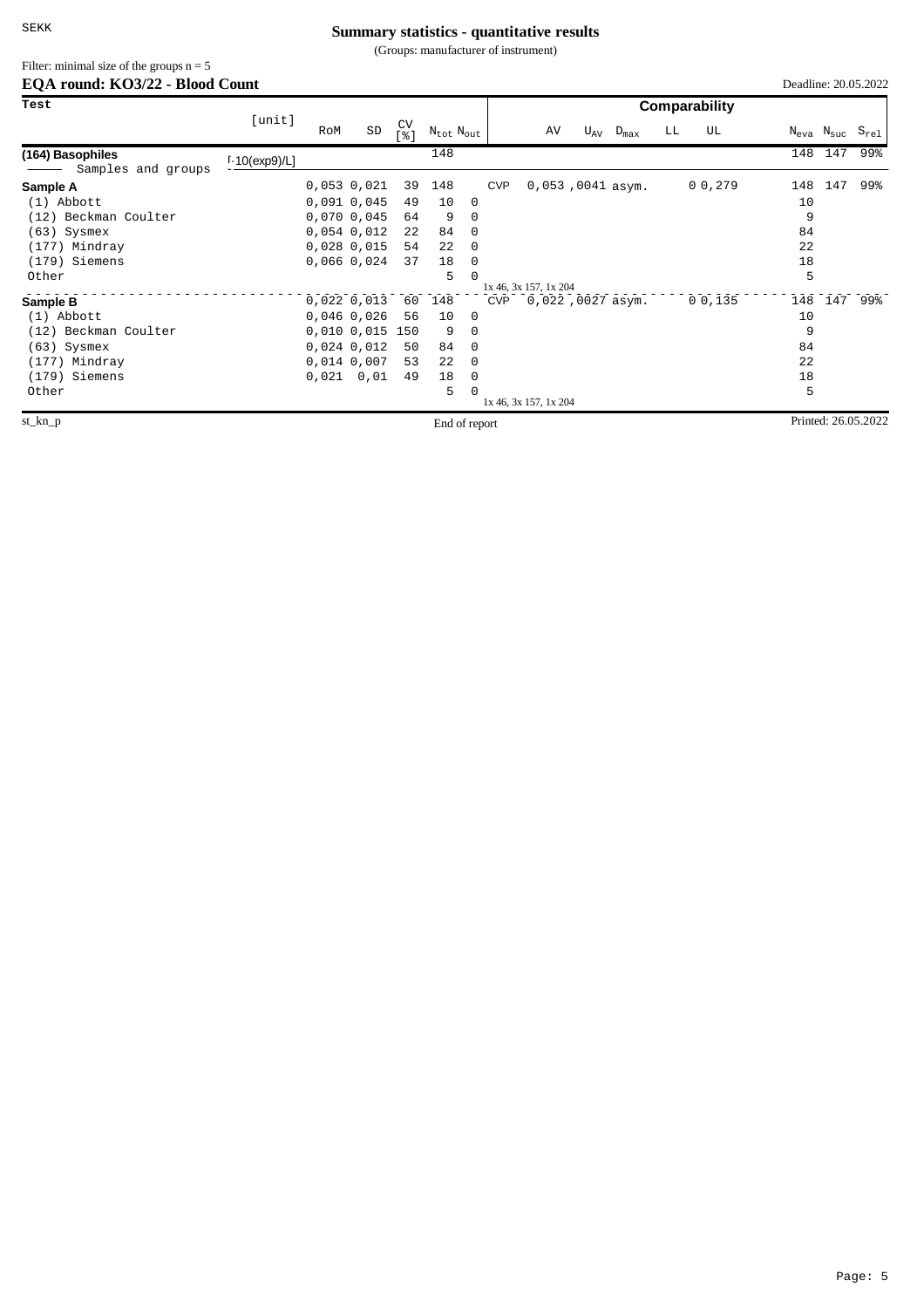# Summary statistics - quantitative results

(Groups: manufacturer of instrument)

Filter: minimal size of the groups n = 5

**EQA round: KO3/22 - Blood Count**

Deadline: 20.05.2022

| Test | [unit] | RoM | SD | CV [%] | $N_{tot}$ | $N_{out}$ | | AV | $U_{AV}$ | $D_{max}$ | LL | UL | $N_{eva}$ | $N_{suc}$ | $S_{rel}$ |
|---|---|---|---|---|---|---|---|---|---|---|---|---|---|---|---|
| | | | | | | | **Comparability** | | | | | | | | |
| **(164) Basophiles** — Samples and groups | 10(exp9)/L | | | | 148 | | | | | | | | 148 | 147 | 99% |
| **Sample A** | | 0,053 | 0,021 | 39 | 148 | | CVP | 0,053 | ,0041 | asym. | 0 | 0,279 | 148 | 147 | 99% |
| (1) Abbott | | 0,091 | 0,045 | 49 | 10 | 0 | | | | | | | 10 | | |
| (12) Beckman Coulter | | 0,070 | 0,045 | 64 | 9 | 0 | | | | | | | 9 | | |
| (63) Sysmex | | 0,054 | 0,012 | 22 | 84 | 0 | | | | | | | 84 | | |
| (177) Mindray | | 0,028 | 0,015 | 54 | 22 | 0 | | | | | | | 22 | | |
| (179) Siemens | | 0,066 | 0,024 | 37 | 18 | 0 | | | | | | | 18 | | |
| Other | | | | | 5 | 0 | 1x 46, 3x 157, 1x 204 | | | | | | 5 | | |
| **Sample B** | | 0,022 | 0,013 | 60 | 148 | | CVP | 0,022 | ,0027 | asym. | 0 | 0,135 | 148 | 147 | 99% |
| (1) Abbott | | 0,046 | 0,026 | 56 | 10 | 0 | | | | | | | 10 | | |
| (12) Beckman Coulter | | 0,010 | 0,015 | 150 | 9 | 0 | | | | | | | 9 | | |
| (63) Sysmex | | 0,024 | 0,012 | 50 | 84 | 0 | | | | | | | 84 | | |
| (177) Mindray | | 0,014 | 0,007 | 53 | 22 | 0 | | | | | | | 22 | | |
| (179) Siemens | | 0,021 | 0,01 | 49 | 18 | 0 | | | | | | | 18 | | |
| Other | | | | | 5 | 0 | 1x 46, 3x 157, 1x 204 | | | | | | 5 | | |

st_kn_p

End of report

Printed: 26.05.2022